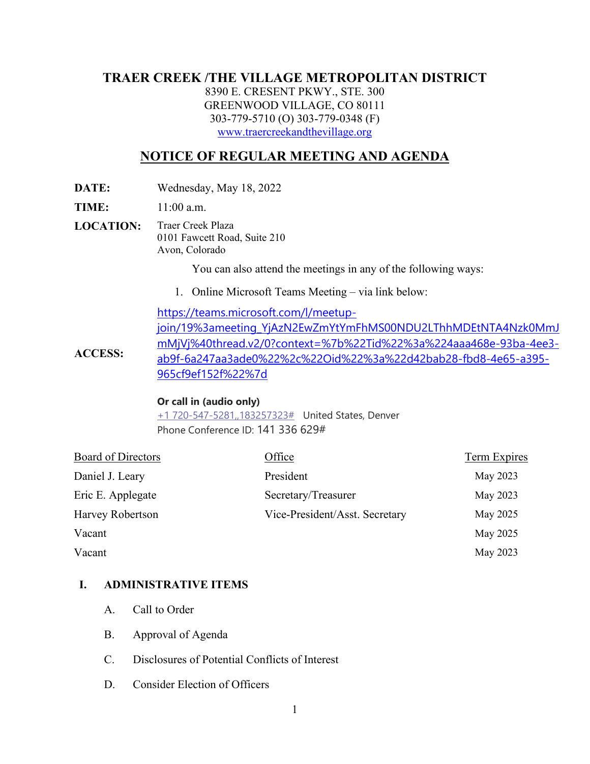# TRAER CREEK /THE VILLAGE METROPOLITAN DISTRICT

8390 E. CRESENT PKWY., STE. 300
GREENWOOD VILLAGE, CO 80111
303-779-5710 (O) 303-779-0348 (F)
www.traercreekandthevillage.org

## NOTICE OF REGULAR MEETING AND AGENDA

**DATE:** Wednesday, May 18, 2022

**TIME:** 11:00 a.m.

**LOCATION:** Traer Creek Plaza
0101 Fawcett Road, Suite 210
Avon, Colorado

You can also attend the meetings in any of the following ways:

1. Online Microsoft Teams Meeting – via link below:

**ACCESS:** https://teams.microsoft.com/l/meetup-join/19%3ameeting_YjAzN2EwZmYtYmFhMS00NDU2LThhMDEtNTA4Nzk0MmJmMjVj%40thread.v2/0?context=%7b%22Tid%22%3a%224aaa468e-93ba-4ee3-ab9f-6a247aa3ade0%22%2c%22Oid%22%3a%22d42bab28-fbd8-4e65-a395-965cf9ef152f%22%7d

**Or call in (audio only)**
+1 720-547-5281,,183257323# United States, Denver
Phone Conference ID: 141 336 629#

| Board of Directors | Office | Term Expires |
|---|---|---|
| Daniel J. Leary | President | May 2023 |
| Eric E. Applegate | Secretary/Treasurer | May 2023 |
| Harvey Robertson | Vice-President/Asst. Secretary | May 2025 |
| Vacant | | May 2025 |
| Vacant | | May 2023 |

**I. ADMINISTRATIVE ITEMS**

A. Call to Order

B. Approval of Agenda

C. Disclosures of Potential Conflicts of Interest

D. Consider Election of Officers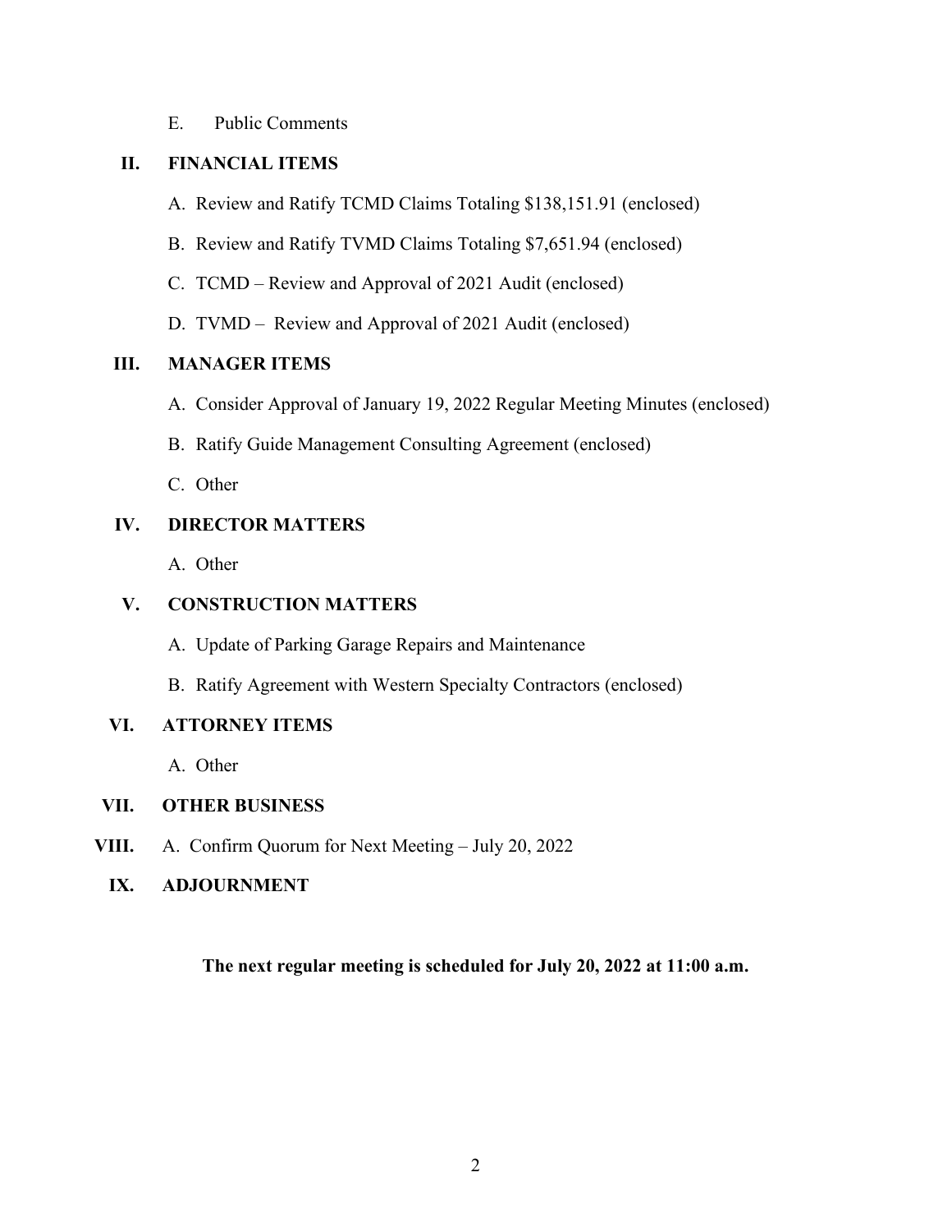E. Public Comments

**II. FINANCIAL ITEMS**

A. Review and Ratify TCMD Claims Totaling $138,151.91 (enclosed)

B. Review and Ratify TVMD Claims Totaling $7,651.94 (enclosed)

C. TCMD – Review and Approval of 2021 Audit (enclosed)

D. TVMD – Review and Approval of 2021 Audit (enclosed)

**III. MANAGER ITEMS**

A. Consider Approval of January 19, 2022 Regular Meeting Minutes (enclosed)

B. Ratify Guide Management Consulting Agreement (enclosed)

C. Other

**IV. DIRECTOR MATTERS**

A. Other

**V. CONSTRUCTION MATTERS**

A. Update of Parking Garage Repairs and Maintenance

B. Ratify Agreement with Western Specialty Contractors (enclosed)

**VI. ATTORNEY ITEMS**

A. Other

**VII. OTHER BUSINESS**

**VIII.** A. Confirm Quorum for Next Meeting – July 20, 2022

**IX. ADJOURNMENT**

**The next regular meeting is scheduled for July 20, 2022 at 11:00 a.m.**